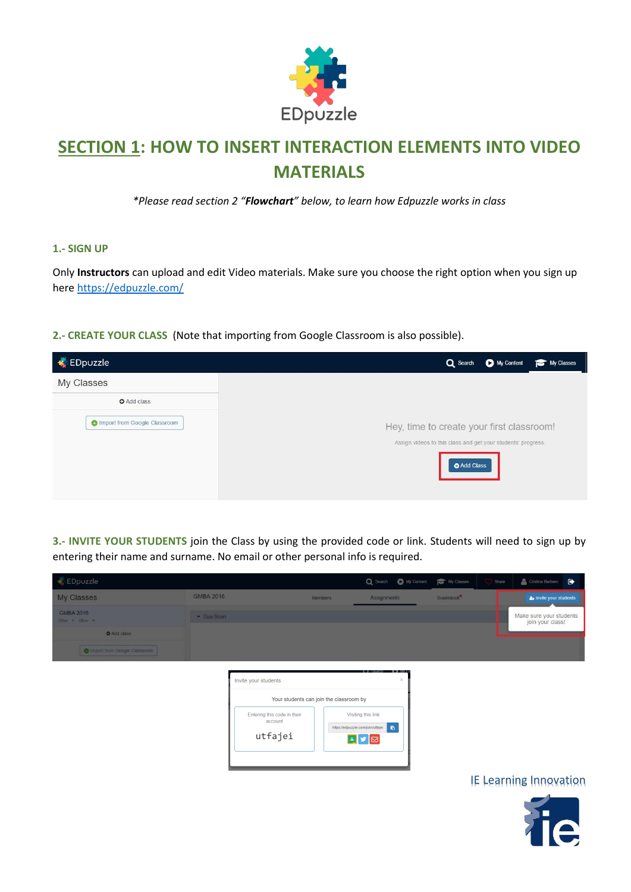# SECTION 1: HOW TO INSERT INTERACTION ELEMENTS INTO VIDEO MATERIALS

*\*Please read section 2 "**Flowchart**" below, to learn how Edpuzzle works in class*

### 1.- SIGN UP

Only **Instructors** can upload and edit Video materials. Make sure you choose the right option when you sign up here https://edpuzzle.com/

### 2.- CREATE YOUR CLASS

(Note that importing from Google Classroom is also possible).

### 3.- INVITE YOUR STUDENTS

join the Class by using the provided code or link. Students will need to sign up by entering their name and surname. No email or other personal info is required.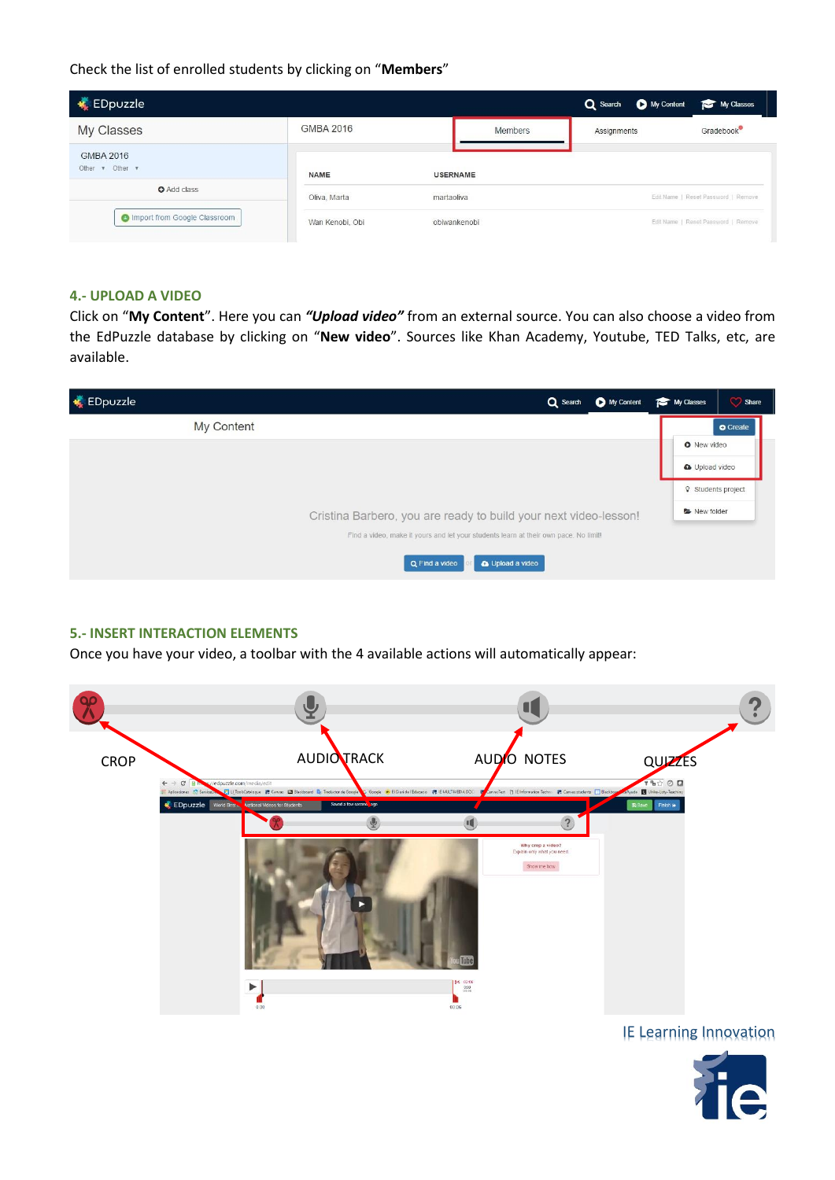Check the list of enrolled students by clicking on "**Members**"

## 4.- UPLOAD A VIDEO

Click on "**My Content**". Here you can ***"Upload video"*** from an external source. You can also choose a video from the EdPuzzle database by clicking on "**New video**". Sources like Khan Academy, Youtube, TED Talks, etc, are available.

## 5.- INSERT INTERACTION ELEMENTS

Once you have your video, a toolbar with the 4 available actions will automatically appear:

CROP AUDIO TRACK AUDIO NOTES QUIZZES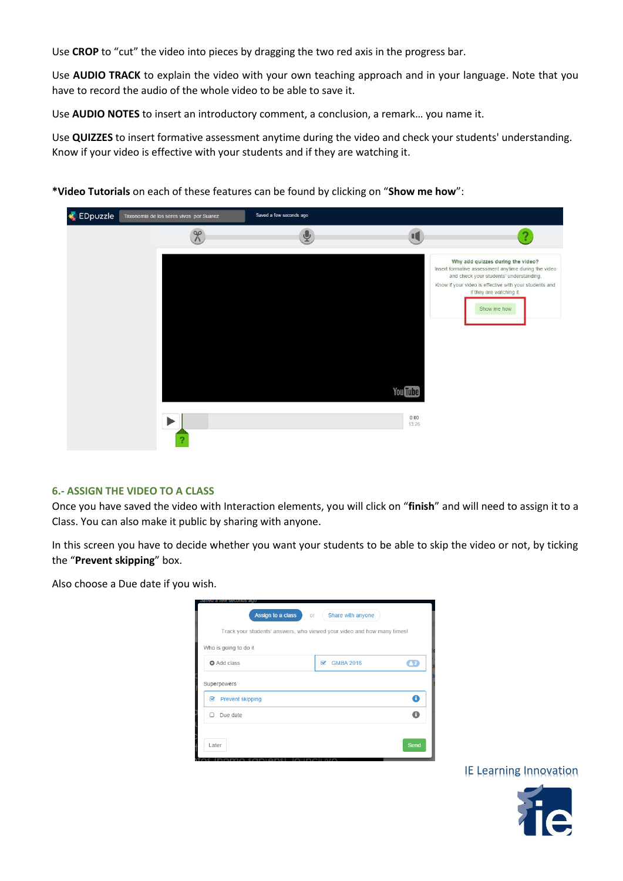Use **CROP** to "cut" the video into pieces by dragging the two red axis in the progress bar.

Use **AUDIO TRACK** to explain the video with your own teaching approach and in your language. Note that you have to record the audio of the whole video to be able to save it.

Use **AUDIO NOTES** to insert an introductory comment, a conclusion, a remark… you name it.

Use **QUIZZES** to insert formative assessment anytime during the video and check your students' understanding. Know if your video is effective with your students and if they are watching it.

***Video Tutorials** on each of these features can be found by clicking on "**Show me how**":

### 6.- ASSIGN THE VIDEO TO A CLASS

Once you have saved the video with Interaction elements, you will click on "**finish**" and will need to assign it to a Class. You can also make it public by sharing with anyone.

In this screen you have to decide whether you want your students to be able to skip the video or not, by ticking the "**Prevent skipping**" box.

Also choose a Due date if you wish.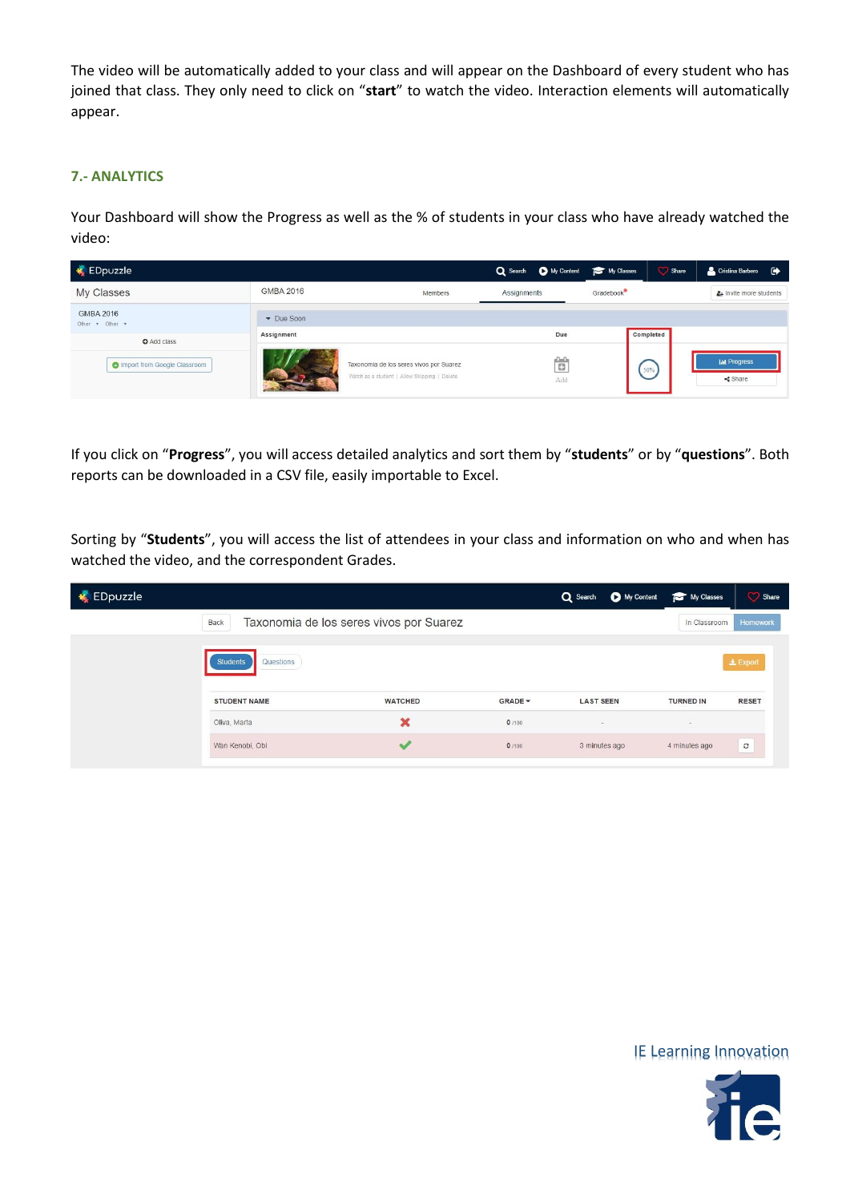The video will be automatically added to your class and will appear on the Dashboard of every student who has joined that class. They only need to click on "**start**" to watch the video. Interaction elements will automatically appear.

### 7.- ANALYTICS

Your Dashboard will show the Progress as well as the % of students in your class who have already watched the video:

If you click on "**Progress**", you will access detailed analytics and sort them by "**students**" or by "**questions**". Both reports can be downloaded in a CSV file, easily importable to Excel.

Sorting by "**Students**", you will access the list of attendees in your class and information on who and when has watched the video, and the correspondent Grades.

IE Learning Innovation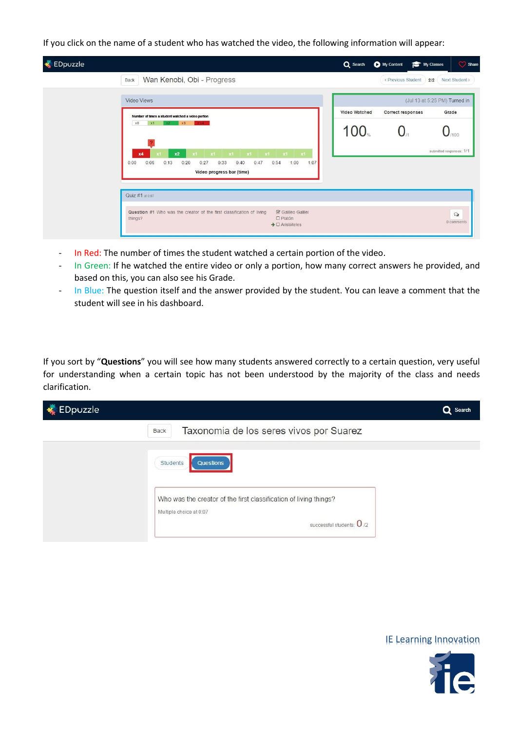If you click on the name of a student who has watched the video, the following information will appear:

- In Red: The number of times the student watched a certain portion of the video.
- In Green: If he watched the entire video or only a portion, how many correct answers he provided, and based on this, you can also see his Grade.
- In Blue: The question itself and the answer provided by the student. You can leave a comment that the student will see in his dashboard.

If you sort by "**Questions**" you will see how many students answered correctly to a certain question, very useful for understanding when a certain topic has not been understood by the majority of the class and needs clarification.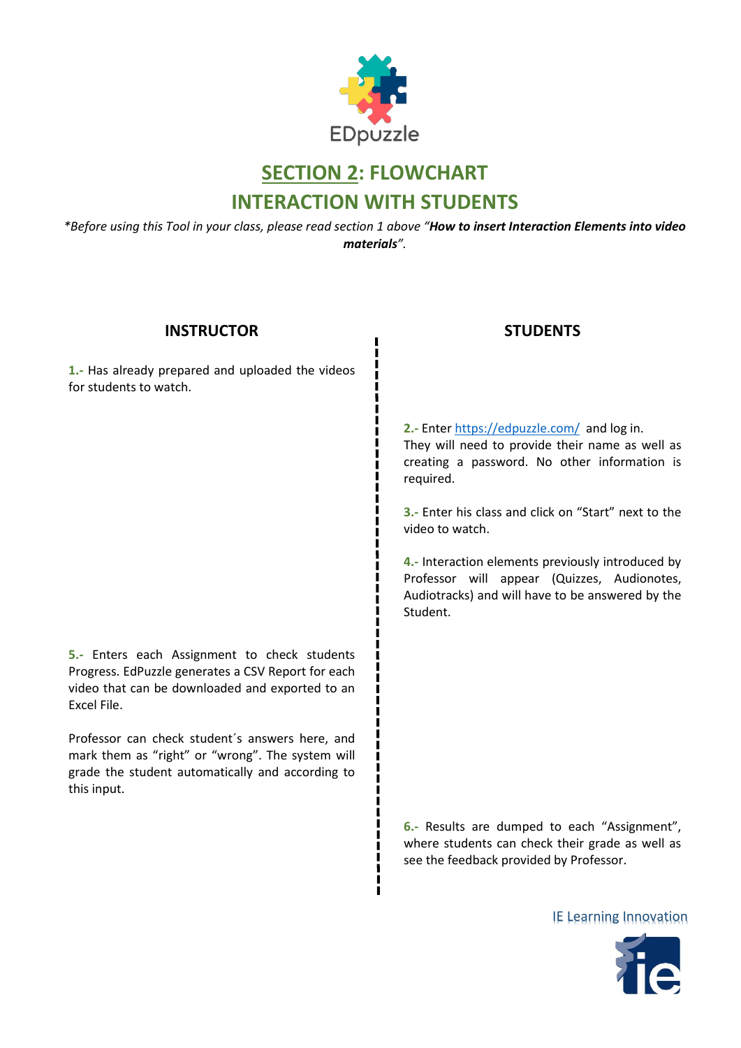EDpuzzle

# SECTION 2: FLOWCHART
# INTERACTION WITH STUDENTS

*\*Before using this Tool in your class, please read section 1 above "**How to insert Interaction Elements into video materials**".*

## INSTRUCTOR

**1.-** Has already prepared and uploaded the videos for students to watch.

## STUDENTS

**2.-** Enter https://edpuzzle.com/ and log in.
They will need to provide their name as well as creating a password. No other information is required.

**3.-** Enter his class and click on "Start" next to the video to watch.

**4.-** Interaction elements previously introduced by Professor will appear (Quizzes, Audionotes, Audiotracks) and will have to be answered by the Student.

## INSTRUCTOR

**5.-** Enters each Assignment to check students Progress. EdPuzzle generates a CSV Report for each video that can be downloaded and exported to an Excel File.

Professor can check student´s answers here, and mark them as "right" or "wrong". The system will grade the student automatically and according to this input.

## STUDENTS

**6.-** Results are dumped to each "Assignment", where students can check their grade as well as see the feedback provided by Professor.

IE Learning Innovation